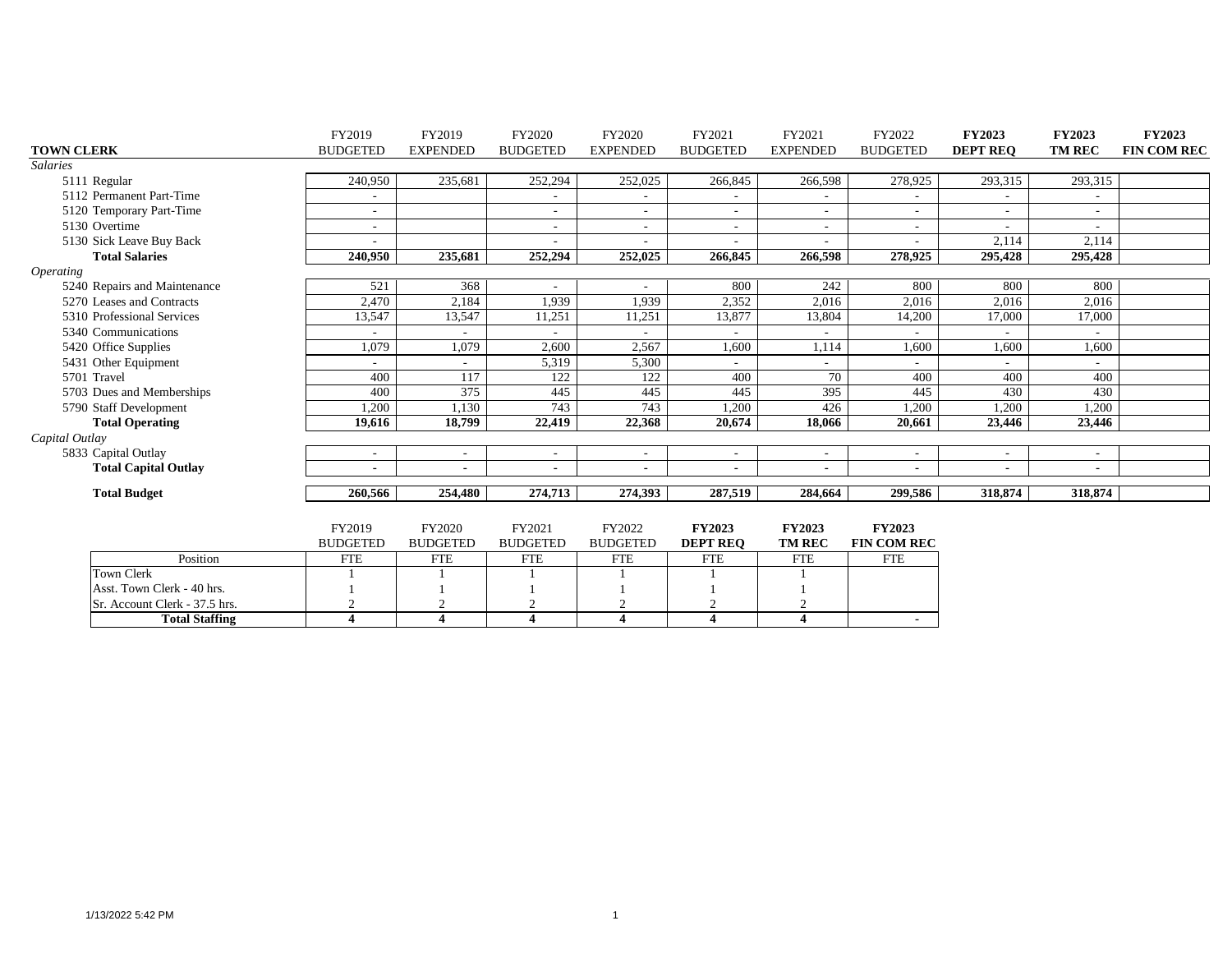| TOWN CLERK | FY2019 BUDGETED | FY2019 EXPENDED | FY2020 BUDGETED | FY2020 EXPENDED | FY2021 BUDGETED | FY2021 EXPENDED | FY2022 BUDGETED | **FY2023 DEPT REQ** | **FY2023 TM REC** | **FY2023 FIN COM REC** |
|---|---|---|---|---|---|---|---|---|---|---|
| *Salaries* | | | | | | | | | | |
| 5111 Regular | 240,950 | 235,681 | 252,294 | 252,025 | 266,845 | 266,598 | 278,925 | 293,315 | 293,315 | |
| 5112 Permanent Part-Time | - | | - | - | - | - | - | - | - | |
| 5120 Temporary Part-Time | - | | - | - | - | - | - | - | - | |
| 5130 Overtime | - | | - | - | - | - | - | - | - | |
| 5130 Sick Leave Buy Back | - | | - | - | - | - | - | 2,114 | 2,114 | |
| **Total Salaries** | **240,950** | **235,681** | **252,294** | **252,025** | **266,845** | **266,598** | **278,925** | **295,428** | **295,428** | |
| *Operating* | | | | | | | | | | |
| 5240 Repairs and Maintenance | 521 | 368 | - | - | 800 | 242 | 800 | 800 | 800 | |
| 5270 Leases and Contracts | 2,470 | 2,184 | 1,939 | 1,939 | 2,352 | 2,016 | 2,016 | 2,016 | 2,016 | |
| 5310 Professional Services | 13,547 | 13,547 | 11,251 | 11,251 | 13,877 | 13,804 | 14,200 | 17,000 | 17,000 | |
| 5340 Communications | - | - | - | - | - | - | - | - | - | |
| 5420 Office Supplies | 1,079 | 1,079 | 2,600 | 2,567 | 1,600 | 1,114 | 1,600 | 1,600 | 1,600 | |
| 5431 Other Equipment | - | - | 5,319 | 5,300 | - | - | - | - | - | |
| 5701 Travel | 400 | 117 | 122 | 122 | 400 | 70 | 400 | 400 | 400 | |
| 5703 Dues and Memberships | 400 | 375 | 445 | 445 | 445 | 395 | 445 | 430 | 430 | |
| 5790 Staff Development | 1,200 | 1,130 | 743 | 743 | 1,200 | 426 | 1,200 | 1,200 | 1,200 | |
| **Total Operating** | **19,616** | **18,799** | **22,419** | **22,368** | **20,674** | **18,066** | **20,661** | **23,446** | **23,446** | |
| *Capital Outlay* | | | | | | | | | | |
| 5833 Capital Outlay | - | - | - | - | - | - | - | - | - | |
| **Total Capital Outlay** | - | - | - | - | - | - | - | - | - | |
| **Total Budget** | **260,566** | **254,480** | **274,713** | **274,393** | **287,519** | **284,664** | **299,586** | **318,874** | **318,874** | |

| Position | FY2019 BUDGETED FTE | FY2020 BUDGETED FTE | FY2021 BUDGETED FTE | FY2022 BUDGETED FTE | **FY2023 DEPT REQ** FTE | **FY2023 TM REC** FTE | **FY2023 FIN COM REC** FTE |
|---|---|---|---|---|---|---|---|
| Town Clerk | 1 | 1 | 1 | 1 | 1 | 1 | |
| Asst. Town Clerk - 40 hrs. | 1 | 1 | 1 | 1 | 1 | 1 | |
| Sr. Account Clerk - 37.5 hrs. | 2 | 2 | 2 | 2 | 2 | 2 | |
| **Total Staffing** | **4** | **4** | **4** | **4** | **4** | **4** | **-** |

1/13/2022 5:42 PM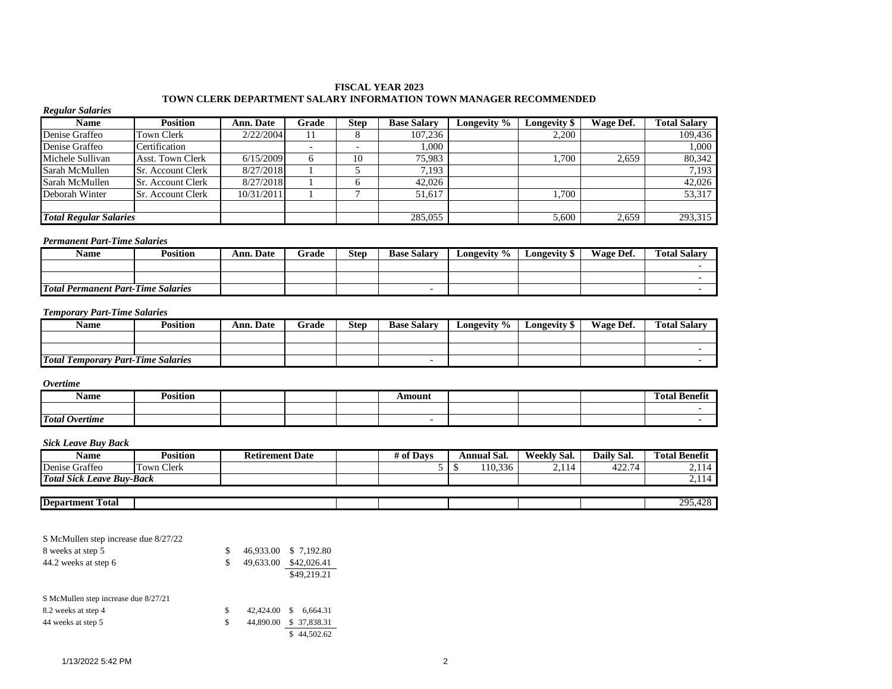**FISCAL YEAR 2023**
**TOWN CLERK DEPARTMENT SALARY INFORMATION TOWN MANAGER RECOMMENDED**

***Regular Salaries***

| Name | Position | Ann. Date | Grade | Step | Base Salary | Longevity % | Longevity $ | Wage Def. | Total Salary |
|---|---|---|---|---|---|---|---|---|---|
| Denise Graffeo | Town Clerk | 2/22/2004 | 11 | 8 | 107,236 | | 2,200 | | 109,436 |
| Denise Graffeo | Certification | | - | - | 1,000 | | | | 1,000 |
| Michele Sullivan | Asst. Town Clerk | 6/15/2009 | 6 | 10 | 75,983 | | 1,700 | 2,659 | 80,342 |
| Sarah McMullen | Sr. Account Clerk | 8/27/2018 | 1 | 5 | 7,193 | | | | 7,193 |
| Sarah McMullen | Sr. Account Clerk | 8/27/2018 | 1 | 6 | 42,026 | | | | 42,026 |
| Deborah Winter | Sr. Account Clerk | 10/31/2011 | 1 | 7 | 51,617 | | 1,700 | | 53,317 |
| | | | | | | | | | |
| ***Total Regular Salaries*** | | | | | 285,055 | | 5,600 | 2,659 | 293,315 |

***Permanent Part-Time Salaries***

| Name | Position | Ann. Date | Grade | Step | Base Salary | Longevity % | Longevity $ | Wage Def. | Total Salary |
|---|---|---|---|---|---|---|---|---|---|
| | | | | | | | | | - |
| | | | | | | | | | - |
| ***Total Permanent Part-Time Salaries*** | | | | | - | | | | - |

***Temporary Part-Time Salaries***

| Name | Position | Ann. Date | Grade | Step | Base Salary | Longevity % | Longevity $ | Wage Def. | Total Salary |
|---|---|---|---|---|---|---|---|---|---|
| | | | | | | | | | |
| | | | | | | | | | - |
| ***Total Temporary Part-Time Salaries*** | | | | | - | | | | - |

***Overtime***

| Name | Position | | | | Amount | | | | Total Benefit |
|---|---|---|---|---|---|---|---|---|---|
| | | | | | | | | | - |
| ***Total Overtime*** | | | | | - | | | | - |

***Sick Leave Buy Back***

| Name | Position | Retirement Date | | # of Days | Annual Sal. | Weekly Sal. | Daily Sal. | Total Benefit |
|---|---|---|---|---|---|---|---|---|
| Denise Graffeo | Town Clerk | | | 5 | $ 110,336 | 2,114 | 422.74 | 2,114 |
| ***Total Sick Leave Buy-Back*** | | | | | | | | 2,114 |

| **Department Total** | | | | | | | | 295,428 |
|---|---|---|---|---|---|---|---|---|

S McMullen step increase due 8/27/22

| | | |
|---|---|---|
| 8 weeks at step 5 | $ 46,933.00 | $ 7,192.80 |
| 44.2 weeks at step 6 | $ 49,633.00 | $42,026.41 |
| | | $49,219.21 |

S McMullen step increase due 8/27/21

| | | |
|---|---|---|
| 8.2 weeks at step 4 | $ 42,424.00 | $ 6,664.31 |
| 44 weeks at step 5 | $ 44,890.00 | $ 37,838.31 |
| | | $ 44,502.62 |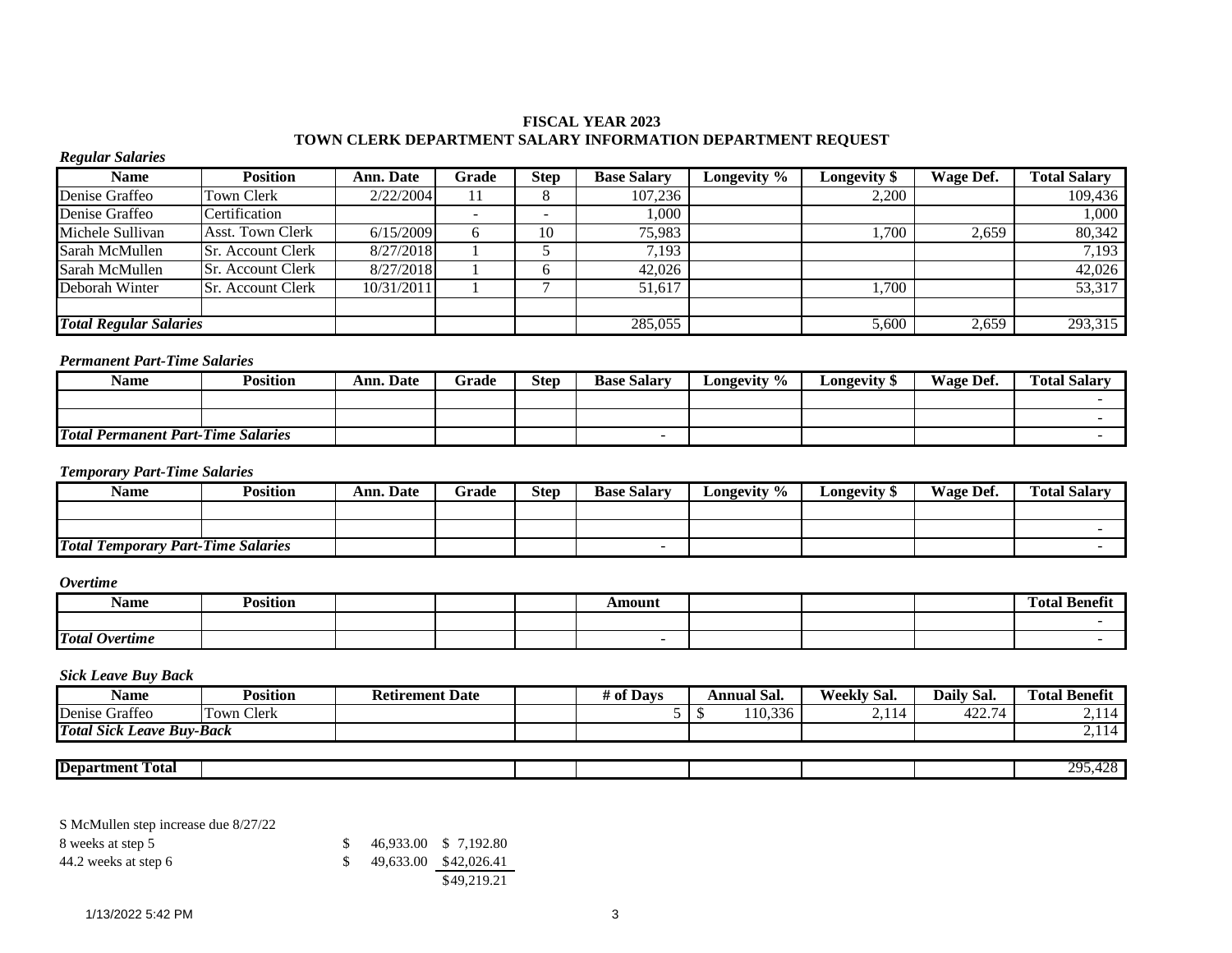**FISCAL YEAR 2023**
**TOWN CLERK DEPARTMENT SALARY INFORMATION DEPARTMENT REQUEST**

***Regular Salaries***

| Name | Position | Ann. Date | Grade | Step | Base Salary | Longevity % | Longevity $ | Wage Def. | Total Salary |
|---|---|---|---|---|---|---|---|---|---|
| Denise Graffeo | Town Clerk | 2/22/2004 | 11 | 8 | 107,236 | | 2,200 | | 109,436 |
| Denise Graffeo | Certification | | - | - | 1,000 | | | | 1,000 |
| Michele Sullivan | Asst. Town Clerk | 6/15/2009 | 6 | 10 | 75,983 | | 1,700 | 2,659 | 80,342 |
| Sarah McMullen | Sr. Account Clerk | 8/27/2018 | 1 | 5 | 7,193 | | | | 7,193 |
| Sarah McMullen | Sr. Account Clerk | 8/27/2018 | 1 | 6 | 42,026 | | | | 42,026 |
| Deborah Winter | Sr. Account Clerk | 10/31/2011 | 1 | 7 | 51,617 | | 1,700 | | 53,317 |
| | | | | | | | | | |
| ***Total Regular Salaries*** | | | | | 285,055 | | 5,600 | 2,659 | 293,315 |

***Permanent Part-Time Salaries***

| Name | Position | Ann. Date | Grade | Step | Base Salary | Longevity % | Longevity $ | Wage Def. | Total Salary |
|---|---|---|---|---|---|---|---|---|---|
| | | | | | | | | | - |
| | | | | | | | | | - |
| ***Total Permanent Part-Time Salaries*** | | | | | - | | | | - |

***Temporary Part-Time Salaries***

| Name | Position | Ann. Date | Grade | Step | Base Salary | Longevity % | Longevity $ | Wage Def. | Total Salary |
|---|---|---|---|---|---|---|---|---|---|
| | | | | | | | | | |
| | | | | | | | | | - |
| ***Total Temporary Part-Time Salaries*** | | | | | - | | | | - |

***Overtime***

| Name | Position | | | | Amount | | | | Total Benefit |
|---|---|---|---|---|---|---|---|---|---|
| | | | | | | | | | - |
| ***Total Overtime*** | | | | | - | | | | - |

***Sick Leave Buy Back***

| Name | Position | Retirement Date | | # of Days | Annual Sal. | Weekly Sal. | Daily Sal. | Total Benefit |
|---|---|---|---|---|---|---|---|---|
| Denise Graffeo | Town Clerk | | | 5 | $ 110,336 | 2,114 | 422.74 | 2,114 |
| ***Total Sick Leave Buy-Back*** | | | | | | | | 2,114 |

| **Department Total** | | | | | | | | 295,428 |
|---|---|---|---|---|---|---|---|---|

S McMullen step increase due 8/27/22

| | | |
|---|---|---|
| 8 weeks at step 5 | $ 46,933.00 | $ 7,192.80 |
| 44.2 weeks at step 6 | $ 49,633.00 | $42,026.41 |
| | | $49,219.21 |

1/13/2022 5:42 PM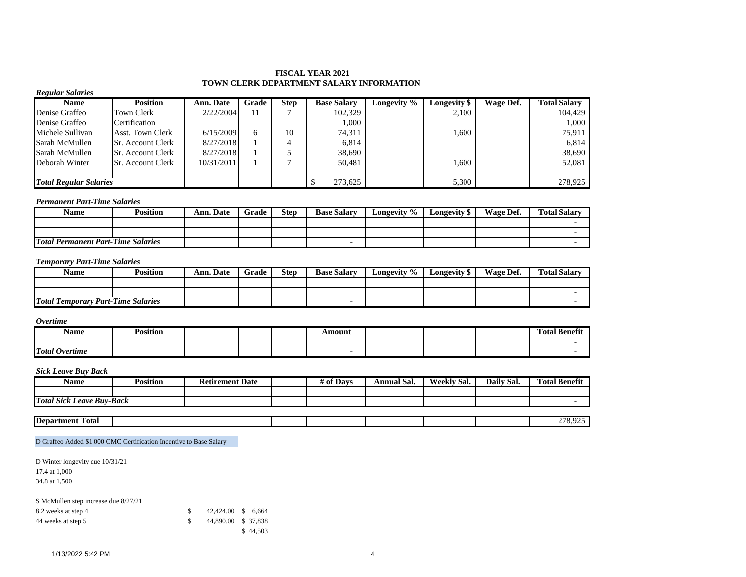## FISCAL YEAR 2021
## TOWN CLERK DEPARTMENT SALARY INFORMATION

*Regular Salaries*

| Name | Position | Ann. Date | Grade | Step | Base Salary | Longevity % | Longevity $ | Wage Def. | Total Salary |
|---|---|---|---|---|---|---|---|---|---|
| Denise Graffeo | Town Clerk | 2/22/2004 | 11 | 7 | 102,329 | | 2,100 | | 104,429 |
| Denise Graffeo | Certification | | | | 1,000 | | | | 1,000 |
| Michele Sullivan | Asst. Town Clerk | 6/15/2009 | 6 | 10 | 74,311 | | 1,600 | | 75,911 |
| Sarah McMullen | Sr. Account Clerk | 8/27/2018 | 1 | 4 | 6,814 | | | | 6,814 |
| Sarah McMullen | Sr. Account Clerk | 8/27/2018 | 1 | 5 | 38,690 | | | | 38,690 |
| Deborah Winter | Sr. Account Clerk | 10/31/2011 | 1 | 7 | 50,481 | | 1,600 | | 52,081 |
| | | | | | | | | | |
| ***Total Regular Salaries*** | | | | | $ 273,625 | | 5,300 | | 278,925 |

*Permanent Part-Time Salaries*

| Name | Position | Ann. Date | Grade | Step | Base Salary | Longevity % | Longevity $ | Wage Def. | Total Salary |
|---|---|---|---|---|---|---|---|---|---|
| | | | | | | | | | - |
| | | | | | | | | | - |
| ***Total Permanent Part-Time Salaries*** | | | | | - | | | | - |

*Temporary Part-Time Salaries*

| Name | Position | Ann. Date | Grade | Step | Base Salary | Longevity % | Longevity $ | Wage Def. | Total Salary |
|---|---|---|---|---|---|---|---|---|---|
| | | | | | | | | | |
| | | | | | | | | | - |
| ***Total Temporary Part-Time Salaries*** | | | | | - | | | | - |

*Overtime*

| Name | Position | | | | Amount | | | | Total Benefit |
|---|---|---|---|---|---|---|---|---|---|
| | | | | | | | | | - |
| ***Total Overtime*** | | | | | - | | | | - |

*Sick Leave Buy Back*

| Name | Position | Retirement Date | | # of Days | Annual Sal. | Weekly Sal. | Daily Sal. | Total Benefit |
|---|---|---|---|---|---|---|---|---|
| | | | | | | | | |
| ***Total Sick Leave Buy-Back*** | | | | | | | | - |

| **Department Total** | | | | | | | | | 278,925 |
|---|---|---|---|---|---|---|---|---|---|

D Graffeo Added $1,000 CMC Certification Incentive to Base Salary

D Winter longevity due 10/31/21
17.4 at 1,000
34.8 at 1,500

S McMullen step increase due 8/27/21

| | | | |
|---|---|---|---|
| 8.2 weeks at step 4 | $ | 42,424.00 | $ 6,664 |
| 44 weeks at step 5 | $ | 44,890.00 | $ 37,838 |
| | | | $ 44,503 |

1/13/2022 5:42 PM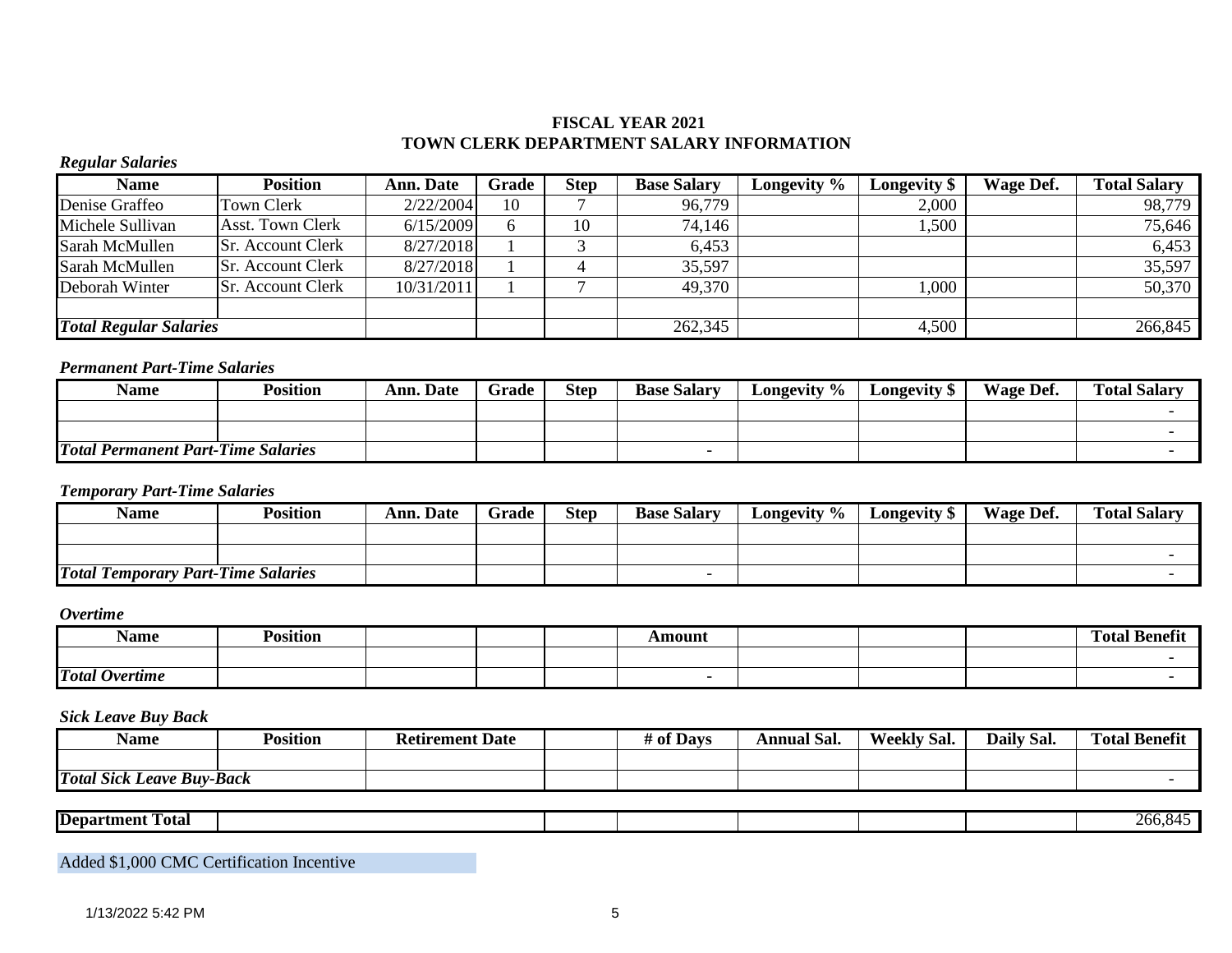# FISCAL YEAR 2021
# TOWN CLERK DEPARTMENT SALARY INFORMATION

*Regular Salaries*

| Name | Position | Ann. Date | Grade | Step | Base Salary | Longevity % | Longevity $ | Wage Def. | Total Salary |
|---|---|---|---|---|---|---|---|---|---|
| Denise Graffeo | Town Clerk | 2/22/2004 | 10 | 7 | 96,779 | | 2,000 | | 98,779 |
| Michele Sullivan | Asst. Town Clerk | 6/15/2009 | 6 | 10 | 74,146 | | 1,500 | | 75,646 |
| Sarah McMullen | Sr. Account Clerk | 8/27/2018 | 1 | 3 | 6,453 | | | | 6,453 |
| Sarah McMullen | Sr. Account Clerk | 8/27/2018 | 1 | 4 | 35,597 | | | | 35,597 |
| Deborah Winter | Sr. Account Clerk | 10/31/2011 | 1 | 7 | 49,370 | | 1,000 | | 50,370 |
| | | | | | | | | | |
| ***Total Regular Salaries*** | | | | | 262,345 | | 4,500 | | 266,845 |

*Permanent Part-Time Salaries*

| Name | Position | Ann. Date | Grade | Step | Base Salary | Longevity % | Longevity $ | Wage Def. | Total Salary |
|---|---|---|---|---|---|---|---|---|---|
| | | | | | | | | | - |
| | | | | | | | | | - |
| ***Total Permanent Part-Time Salaries*** | | | | | - | | | | - |

*Temporary Part-Time Salaries*

| Name | Position | Ann. Date | Grade | Step | Base Salary | Longevity % | Longevity $ | Wage Def. | Total Salary |
|---|---|---|---|---|---|---|---|---|---|
| | | | | | | | | | |
| | | | | | | | | | - |
| ***Total Temporary Part-Time Salaries*** | | | | | - | | | | - |

*Overtime*

| Name | Position | | | | Amount | | | | Total Benefit |
|---|---|---|---|---|---|---|---|---|---|
| | | | | | | | | | - |
| ***Total Overtime*** | | | | | - | | | | - |

*Sick Leave Buy Back*

| Name | Position | Retirement Date | | # of Days | Annual Sal. | Weekly Sal. | Daily Sal. | Total Benefit |
|---|---|---|---|---|---|---|---|---|
| | | | | | | | | |
| ***Total Sick Leave Buy-Back*** | | | | | | | | - |

| **Department Total** | | | | | | | | 266,845 |
|---|---|---|---|---|---|---|---|---|

Added $1,000 CMC Certification Incentive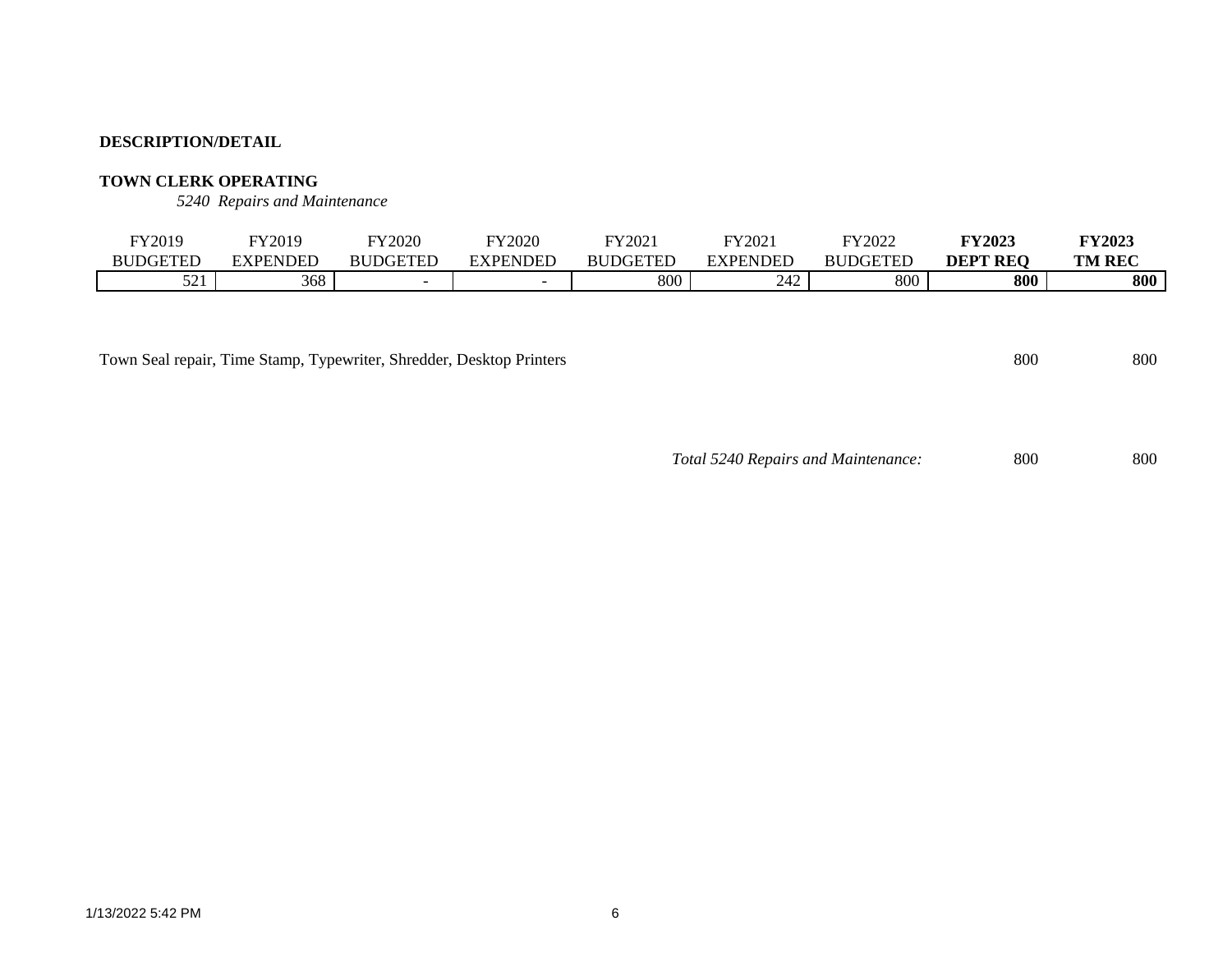**DESCRIPTION/DETAIL**

**TOWN CLERK OPERATING**

*5240 Repairs and Maintenance*

| FY2019 BUDGETED | FY2019 EXPENDED | FY2020 BUDGETED | FY2020 EXPENDED | FY2021 BUDGETED | FY2021 EXPENDED | FY2022 BUDGETED | **FY2023 DEPT REQ** | **FY2023 TM REC** |
|---|---|---|---|---|---|---|---|---|
| 521 | 368 | - | - | 800 | 242 | 800 | **800** | **800** |

| Description | FY2023 DEPT REQ | FY2023 TM REC |
|---|---|---|
| Town Seal repair, Time Stamp, Typewriter, Shredder, Desktop Printers | 800 | 800 |
| *Total 5240 Repairs and Maintenance:* | 800 | 800 |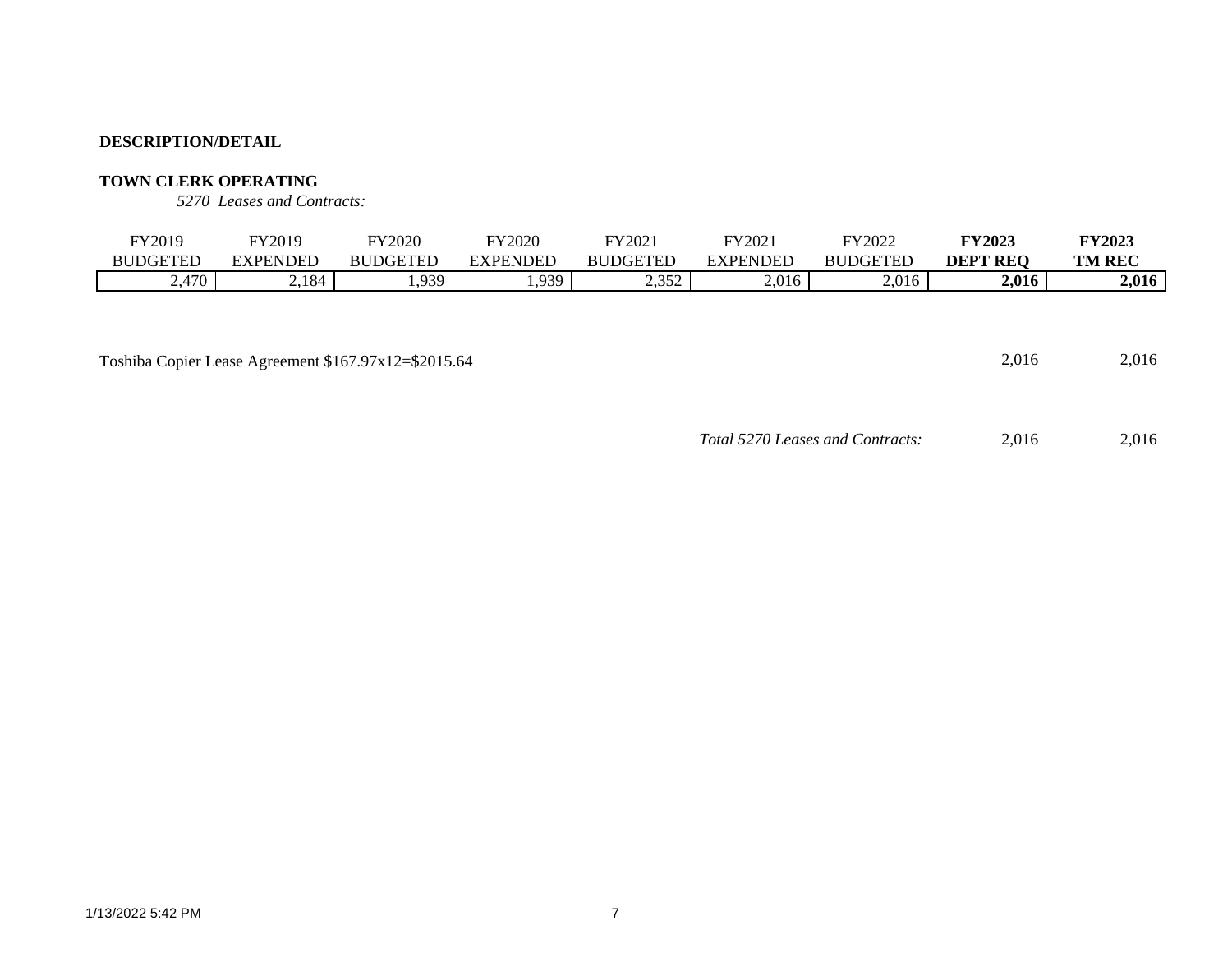**DESCRIPTION/DETAIL**

**TOWN CLERK OPERATING**

*5270 Leases and Contracts:*

| FY2019 BUDGETED | FY2019 EXPENDED | FY2020 BUDGETED | FY2020 EXPENDED | FY2021 BUDGETED | FY2021 EXPENDED | FY2022 BUDGETED | **FY2023 DEPT REQ** | **FY2023 TM REC** |
|---|---|---|---|---|---|---|---|---|
| 2,470 | 2,184 | 1,939 | 1,939 | 2,352 | 2,016 | 2,016 | **2,016** | **2,016** |

| Description | DEPT REQ | TM REC |
|---|---|---|
| Toshiba Copier Lease Agreement $167.97x12=$2015.64 | 2,016 | 2,016 |
| *Total 5270 Leases and Contracts:* | 2,016 | 2,016 |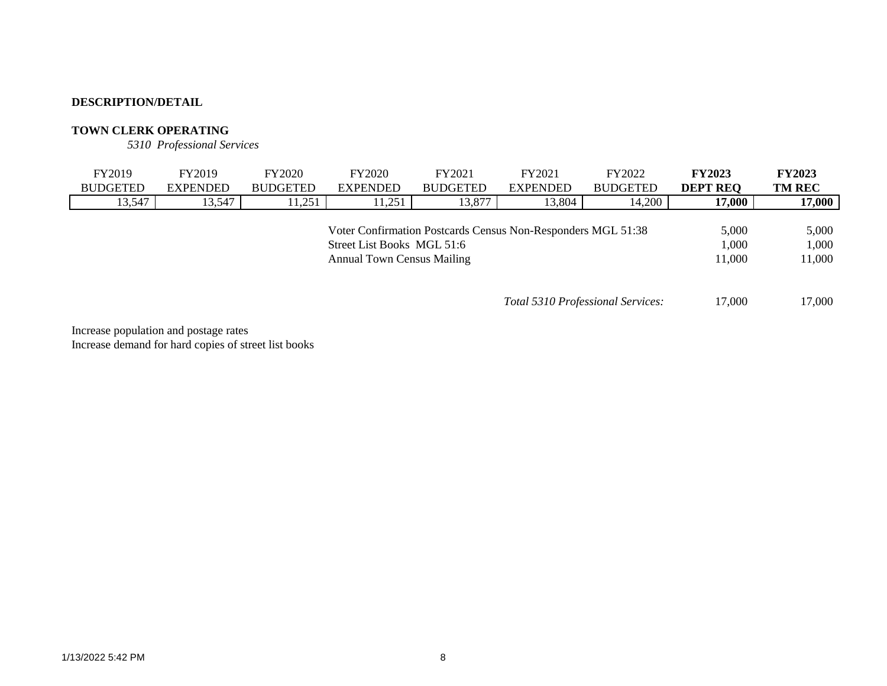**DESCRIPTION/DETAIL**

**TOWN CLERK OPERATING**

*5310 Professional Services*

| FY2019 BUDGETED | FY2019 EXPENDED | FY2020 BUDGETED | FY2020 EXPENDED | FY2021 BUDGETED | FY2021 EXPENDED | FY2022 BUDGETED | **FY2023 DEPT REQ** | **FY2023 TM REC** |
|---|---|---|---|---|---|---|---|---|
| 13,547 | 13,547 | 11,251 | 11,251 | 13,877 | 13,804 | 14,200 | **17,000** | **17,000** |

| Item | DEPT REQ | TM REC |
|---|---|---|
| Voter Confirmation Postcards Census Non-Responders MGL 51:38 | 5,000 | 5,000 |
| Street List Books MGL 51:6 | 1,000 | 1,000 |
| Annual Town Census Mailing | 11,000 | 11,000 |
| *Total 5310 Professional Services:* | 17,000 | 17,000 |

Increase population and postage rates
Increase demand for hard copies of street list books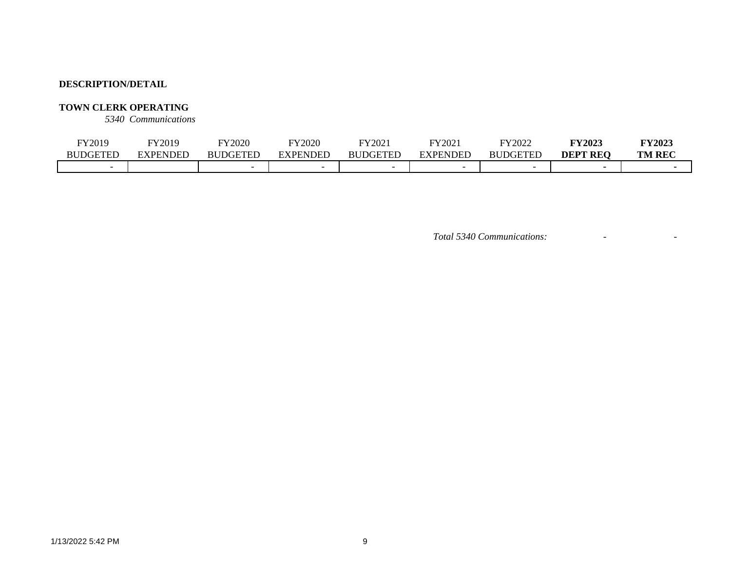**DESCRIPTION/DETAIL**

**TOWN CLERK OPERATING**

*5340 Communications*

| FY2019 BUDGETED | FY2019 EXPENDED | FY2020 BUDGETED | FY2020 EXPENDED | FY2021 BUDGETED | FY2021 EXPENDED | FY2022 BUDGETED | **FY2023 DEPT REQ** | **FY2023 TM REC** |
|---|---|---|---|---|---|---|---|---|
| - | | - | - | - | - | - | - | - |

*Total 5340 Communications:* - -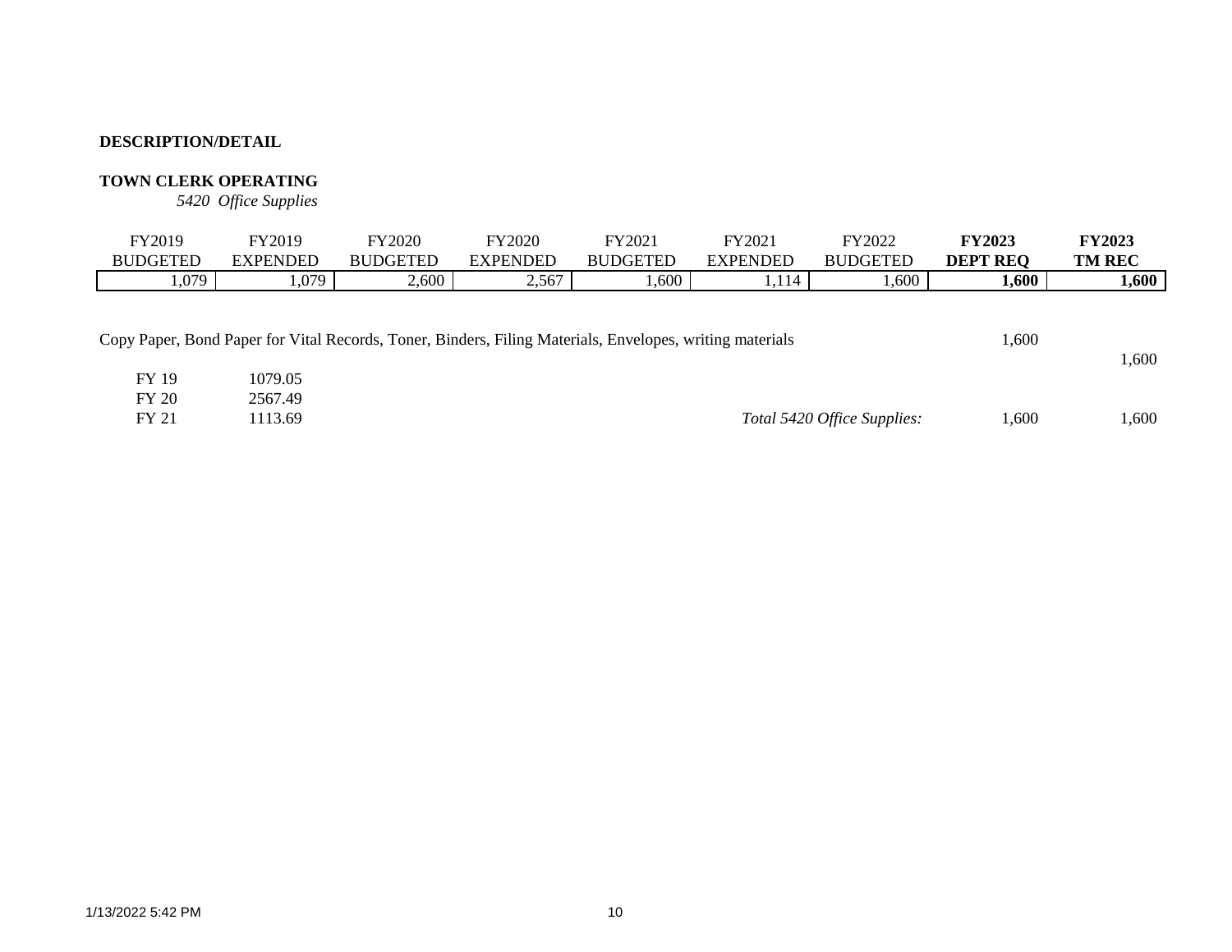**DESCRIPTION/DETAIL**

**TOWN CLERK OPERATING**

*5420 Office Supplies*

| FY2019 BUDGETED | FY2019 EXPENDED | FY2020 BUDGETED | FY2020 EXPENDED | FY2021 BUDGETED | FY2021 EXPENDED | FY2022 BUDGETED | **FY2023 DEPT REQ** | **FY2023 TM REC** |
|---|---|---|---|---|---|---|---|---|
| 1,079 | 1,079 | 2,600 | 2,567 | 1,600 | 1,114 | 1,600 | **1,600** | **1,600** |

| Description | | DEPT REQ | TM REC |
|---|---|---|---|
| Copy Paper, Bond Paper for Vital Records, Toner, Binders, Filing Materials, Envelopes, writing materials | | 1,600 | 1,600 |
| FY 19 | 1079.05 | | |
| FY 20 | 2567.49 | | |
| FY 21 | 1113.69 | | |
| | *Total 5420 Office Supplies:* | 1,600 | 1,600 |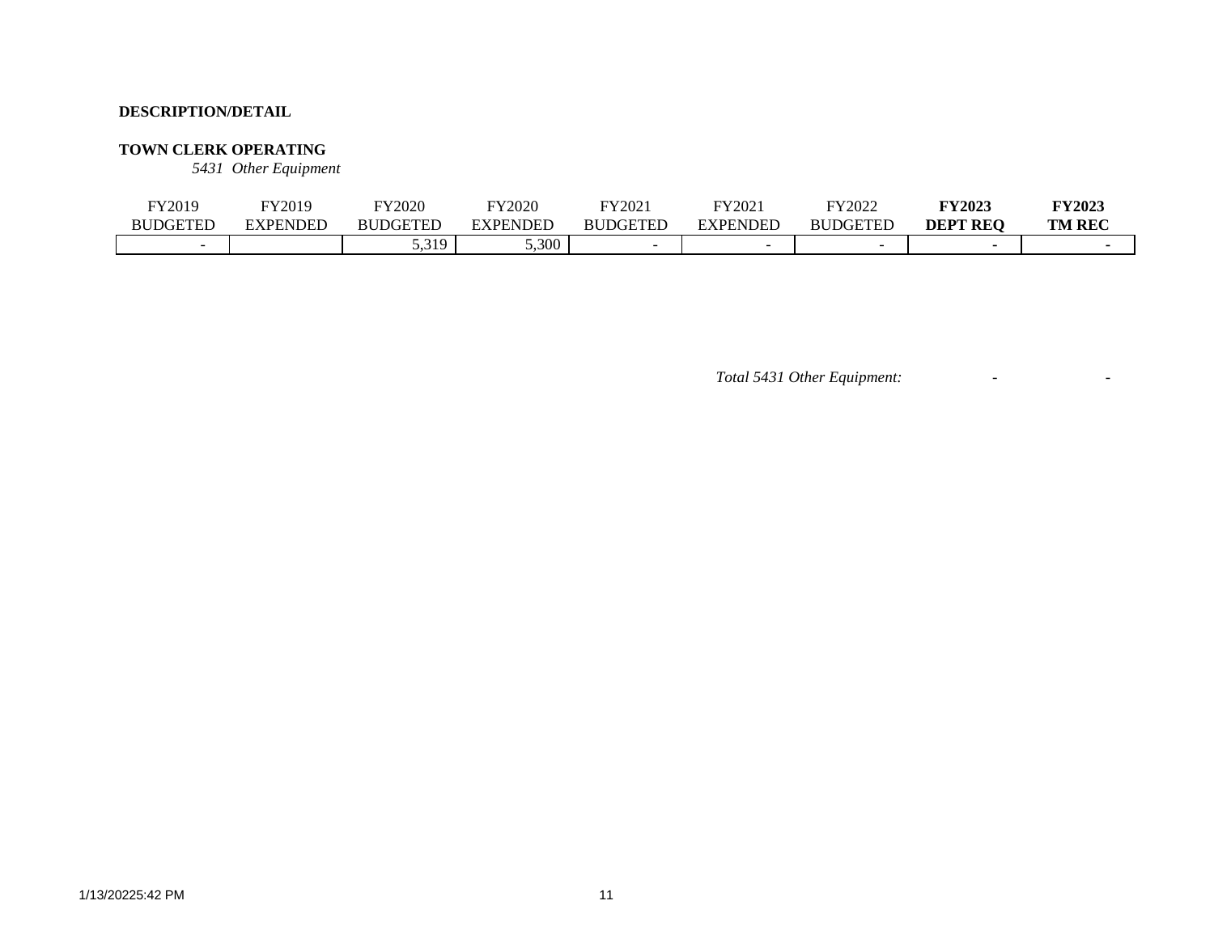**DESCRIPTION/DETAIL**

**TOWN CLERK OPERATING**

*5431 Other Equipment*

| FY2019 BUDGETED | FY2019 EXPENDED | FY2020 BUDGETED | FY2020 EXPENDED | FY2021 BUDGETED | FY2021 EXPENDED | FY2022 BUDGETED | **FY2023 DEPT REQ** | **FY2023 TM REC** |
|---|---|---|---|---|---|---|---|---|
| - | | 5,319 | 5,300 | - | - | - | - | - |

| *Total 5431 Other Equipment:* | - | - |
|---|---|---|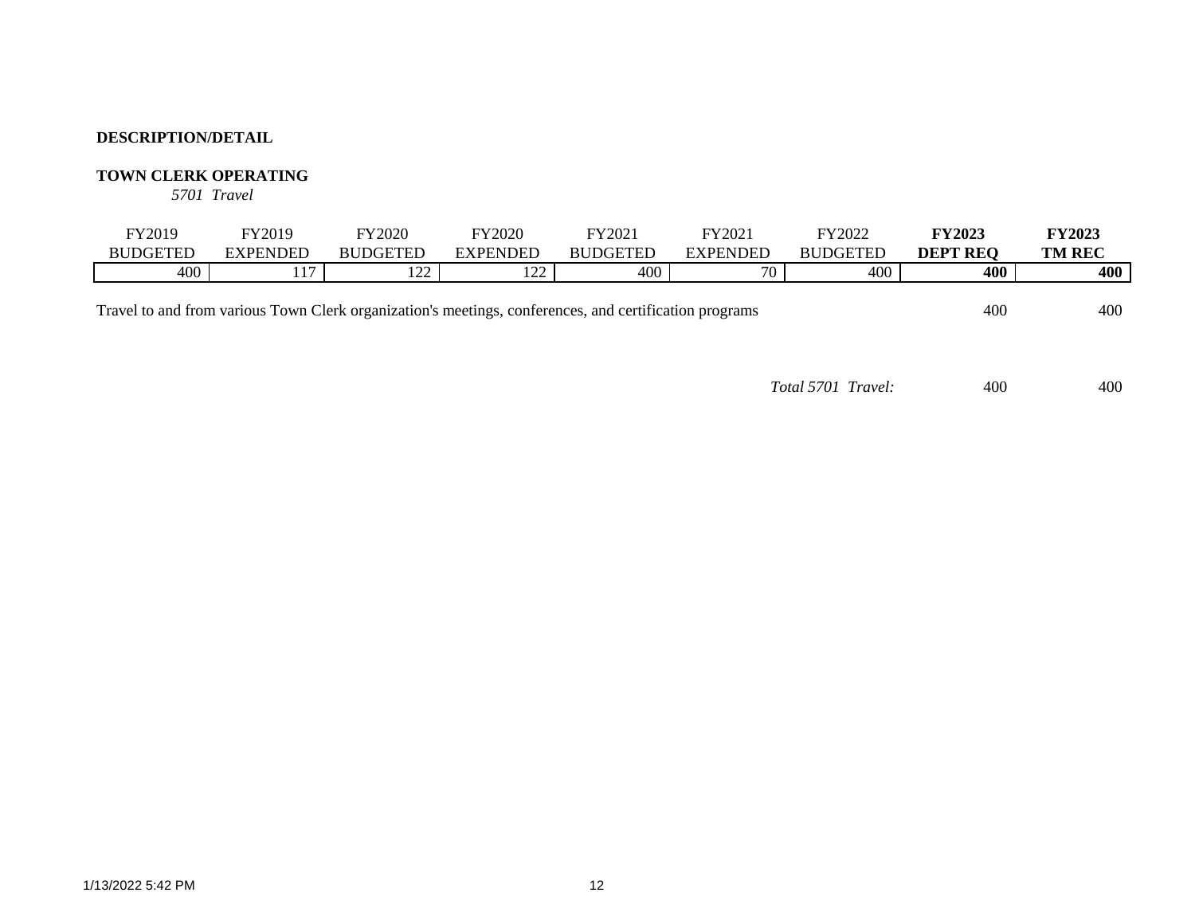**DESCRIPTION/DETAIL**

**TOWN CLERK OPERATING**

*5701 Travel*

| FY2019 BUDGETED | FY2019 EXPENDED | FY2020 BUDGETED | FY2020 EXPENDED | FY2021 BUDGETED | FY2021 EXPENDED | FY2022 BUDGETED | **FY2023 DEPT REQ** | **FY2023 TM REC** |
|---|---|---|---|---|---|---|---|---|
| 400 | 117 | 122 | 122 | 400 | 70 | 400 | **400** | **400** |

| Description | FY2023 DEPT REQ | FY2023 TM REC |
|---|---|---|
| Travel to and from various Town Clerk organization's meetings, conferences, and certification programs | 400 | 400 |
| *Total 5701 Travel:* | 400 | 400 |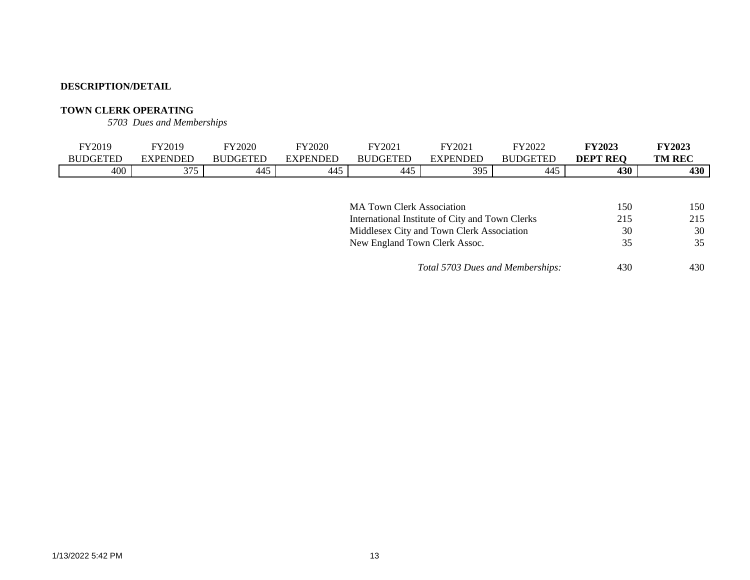**DESCRIPTION/DETAIL**

**TOWN CLERK OPERATING**

*5703 Dues and Memberships*

| FY2019 BUDGETED | FY2019 EXPENDED | FY2020 BUDGETED | FY2020 EXPENDED | FY2021 BUDGETED | FY2021 EXPENDED | FY2022 BUDGETED | **FY2023 DEPT REQ** | **FY2023 TM REC** |
|---|---|---|---|---|---|---|---|---|
| 400 | 375 | 445 | 445 | 445 | 395 | 445 | **430** | **430** |

| | FY2023 DEPT REQ | FY2023 TM REC |
|---|---|---|
| MA Town Clerk Association | 150 | 150 |
| International Institute of City and Town Clerks | 215 | 215 |
| Middlesex City and Town Clerk Association | 30 | 30 |
| New England Town Clerk Assoc. | 35 | 35 |
| *Total 5703 Dues and Memberships:* | 430 | 430 |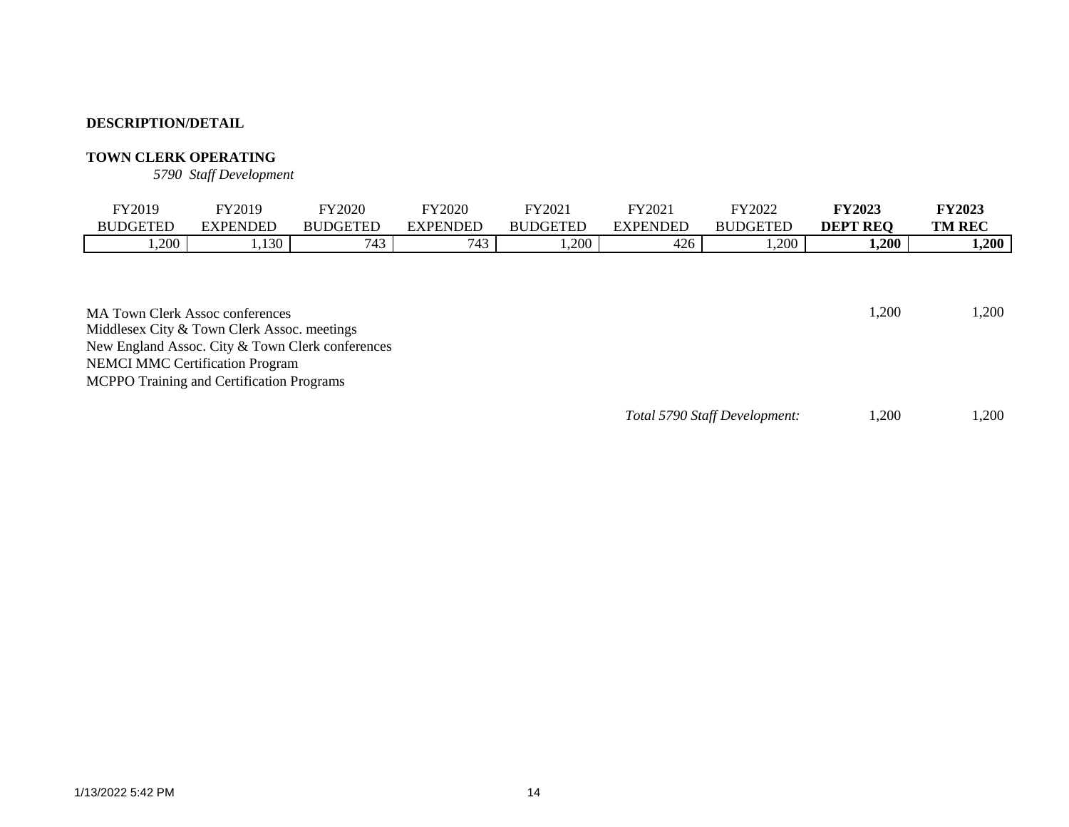**DESCRIPTION/DETAIL**

**TOWN CLERK OPERATING**

*5790 Staff Development*

| FY2019 BUDGETED | FY2019 EXPENDED | FY2020 BUDGETED | FY2020 EXPENDED | FY2021 BUDGETED | FY2021 EXPENDED | FY2022 BUDGETED | **FY2023 DEPT REQ** | **FY2023 TM REC** |
|---|---|---|---|---|---|---|---|---|
| 1,200 | 1,130 | 743 | 743 | 1,200 | 426 | 1,200 | **1,200** | **1,200** |

| Description | FY2023 DEPT REQ | FY2023 TM REC |
|---|---|---|
| MA Town Clerk Assoc conferences<br>Middlesex City & Town Clerk Assoc. meetings<br>New England Assoc. City & Town Clerk conferences<br>NEMCI MMC Certification Program<br>MCPPO Training and Certification Programs | 1,200 | 1,200 |
| *Total 5790 Staff Development:* | 1,200 | 1,200 |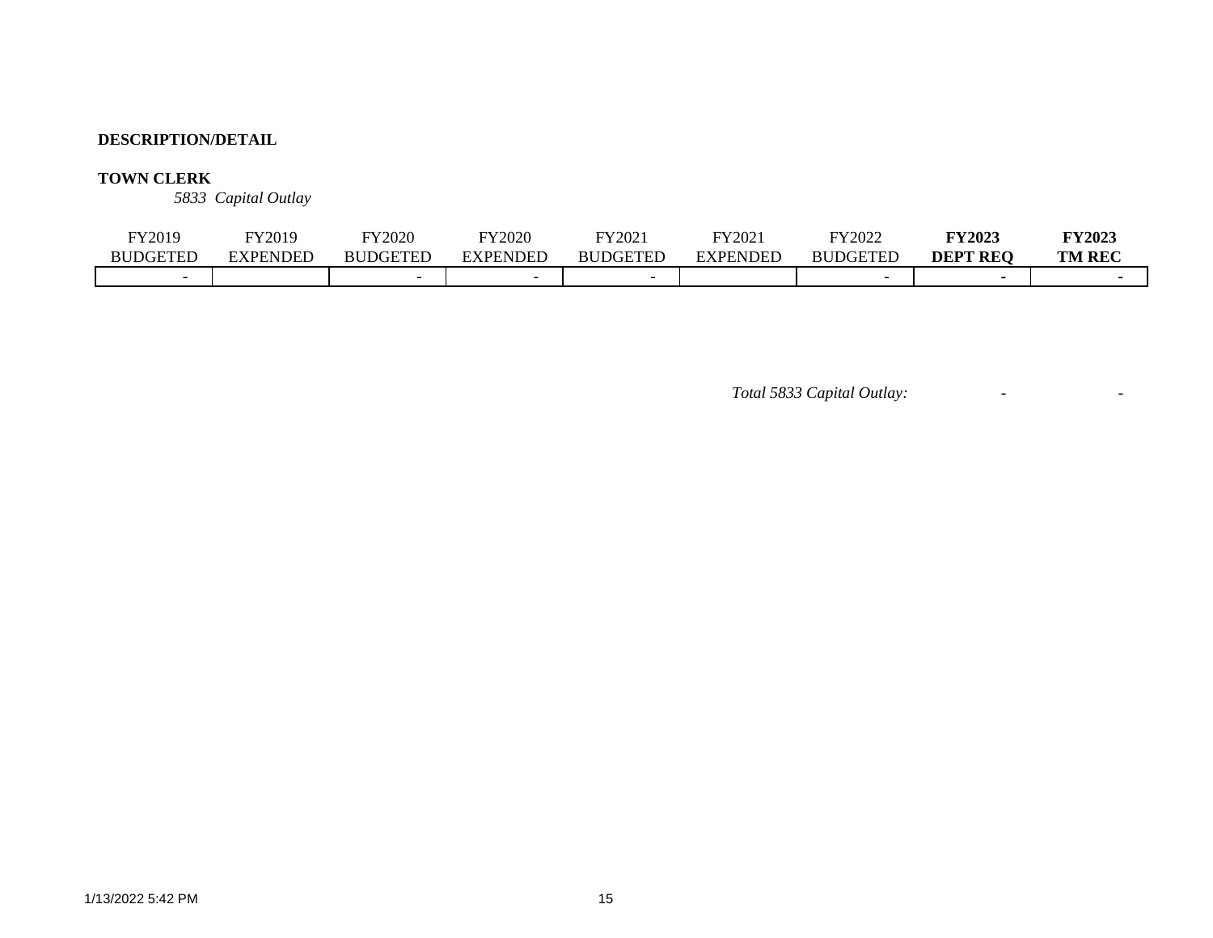**DESCRIPTION/DETAIL**

**TOWN CLERK**

*5833 Capital Outlay*

| FY2019 BUDGETED | FY2019 EXPENDED | FY2020 BUDGETED | FY2020 EXPENDED | FY2021 BUDGETED | FY2021 EXPENDED | FY2022 BUDGETED | **FY2023 DEPT REQ** | **FY2023 TM REC** |
|---|---|---|---|---|---|---|---|---|
| - | | - | - | - | | - | - | - |

*Total 5833 Capital Outlay:* - -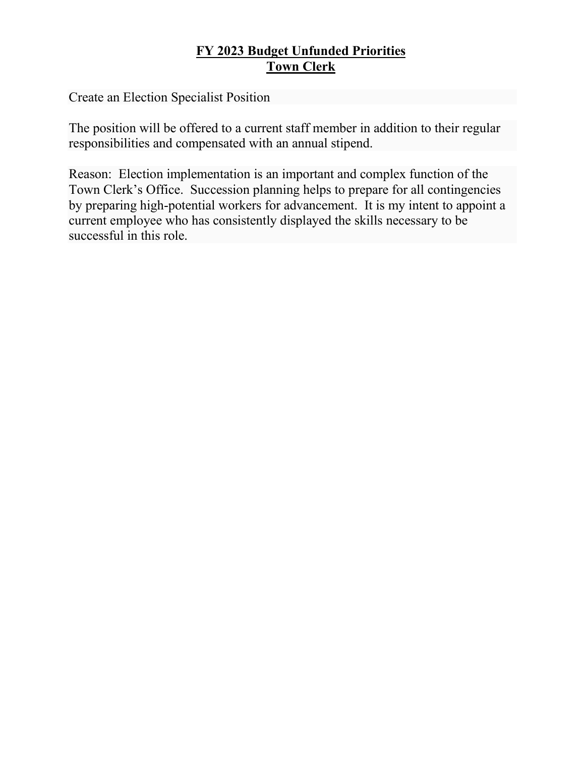# **FY 2023 Budget Unfunded Priorities**
# **Town Clerk**

Create an Election Specialist Position

The position will be offered to a current staff member in addition to their regular responsibilities and compensated with an annual stipend.

Reason: Election implementation is an important and complex function of the Town Clerk's Office. Succession planning helps to prepare for all contingencies by preparing high-potential workers for advancement. It is my intent to appoint a current employee who has consistently displayed the skills necessary to be successful in this role.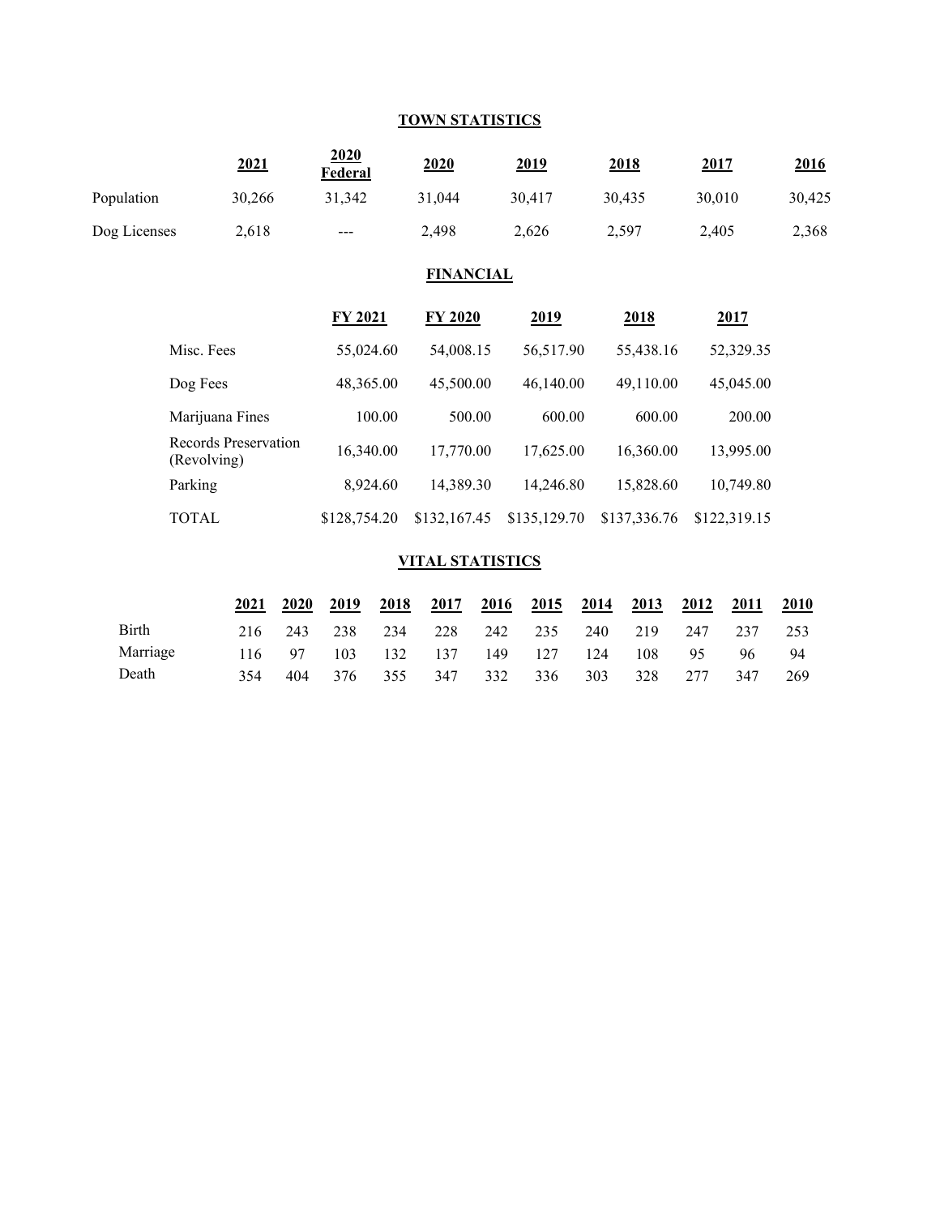## TOWN STATISTICS

| | 2021 | 2020 Federal | 2020 | 2019 | 2018 | 2017 | 2016 |
|---|---|---|---|---|---|---|---|
| Population | 30,266 | 31,342 | 31,044 | 30,417 | 30,435 | 30,010 | 30,425 |
| Dog Licenses | 2,618 | --- | 2,498 | 2,626 | 2,597 | 2,405 | 2,368 |

## FINANCIAL

| | FY 2021 | FY 2020 | 2019 | 2018 | 2017 |
|---|---|---|---|---|---|
| Misc. Fees | 55,024.60 | 54,008.15 | 56,517.90 | 55,438.16 | 52,329.35 |
| Dog Fees | 48,365.00 | 45,500.00 | 46,140.00 | 49,110.00 | 45,045.00 |
| Marijuana Fines | 100.00 | 500.00 | 600.00 | 600.00 | 200.00 |
| Records Preservation (Revolving) | 16,340.00 | 17,770.00 | 17,625.00 | 16,360.00 | 13,995.00 |
| Parking | 8,924.60 | 14,389.30 | 14,246.80 | 15,828.60 | 10,749.80 |
| TOTAL | $128,754.20 | $132,167.45 | $135,129.70 | $137,336.76 | $122,319.15 |

## VITAL STATISTICS

| | 2021 | 2020 | 2019 | 2018 | 2017 | 2016 | 2015 | 2014 | 2013 | 2012 | 2011 | 2010 |
|---|---|---|---|---|---|---|---|---|---|---|---|---|
| Birth | 216 | 243 | 238 | 234 | 228 | 242 | 235 | 240 | 219 | 247 | 237 | 253 |
| Marriage | 116 | 97 | 103 | 132 | 137 | 149 | 127 | 124 | 108 | 95 | 96 | 94 |
| Death | 354 | 404 | 376 | 355 | 347 | 332 | 336 | 303 | 328 | 277 | 347 | 269 |